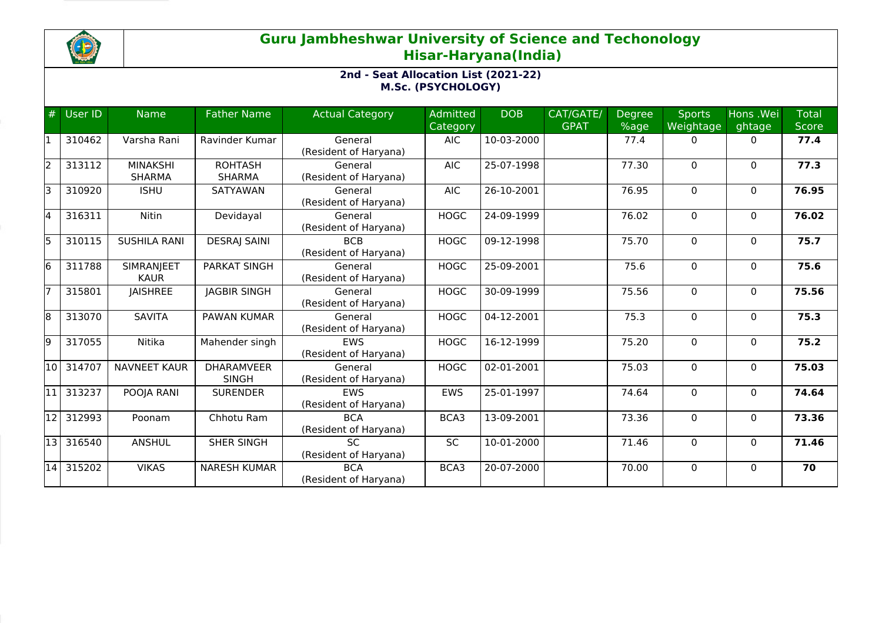# Guru Jambheshwar University of Science and Techonology
## Hisar-Haryana(India)

### 2nd - Seat Allocation List (2021-22)
### M.Sc. (PSYCHOLOGY)

| # | User ID | Name | Father Name | Actual Category | Admitted Category | DOB | CAT/GATE/GPAT | Degree %age | Sports Weightage | Hons .Weightage | Total Score |
|---|---|---|---|---|---|---|---|---|---|---|---|
| 1 | 310462 | Varsha Rani | Ravinder Kumar | General (Resident of Haryana) | AIC | 10-03-2000 | | 77.4 | 0 | 0 | **77.4** |
| 2 | 313112 | MINAKSHI SHARMA | ROHTASH SHARMA | General (Resident of Haryana) | AIC | 25-07-1998 | | 77.30 | 0 | 0 | **77.3** |
| 3 | 310920 | ISHU | SATYAWAN | General (Resident of Haryana) | AIC | 26-10-2001 | | 76.95 | 0 | 0 | **76.95** |
| 4 | 316311 | Nitin | Devidayal | General (Resident of Haryana) | HOGC | 24-09-1999 | | 76.02 | 0 | 0 | **76.02** |
| 5 | 310115 | SUSHILA RANI | DESRAJ SAINI | BCB (Resident of Haryana) | HOGC | 09-12-1998 | | 75.70 | 0 | 0 | **75.7** |
| 6 | 311788 | SIMRANJEET KAUR | PARKAT SINGH | General (Resident of Haryana) | HOGC | 25-09-2001 | | 75.6 | 0 | 0 | **75.6** |
| 7 | 315801 | JAISHREE | JAGBIR SINGH | General (Resident of Haryana) | HOGC | 30-09-1999 | | 75.56 | 0 | 0 | **75.56** |
| 8 | 313070 | SAVITA | PAWAN KUMAR | General (Resident of Haryana) | HOGC | 04-12-2001 | | 75.3 | 0 | 0 | **75.3** |
| 9 | 317055 | Nitika | Mahender singh | EWS (Resident of Haryana) | HOGC | 16-12-1999 | | 75.20 | 0 | 0 | **75.2** |
| 10 | 314707 | NAVNEET KAUR | DHARAMVEER SINGH | General (Resident of Haryana) | HOGC | 02-01-2001 | | 75.03 | 0 | 0 | **75.03** |
| 11 | 313237 | POOJA RANI | SURENDER | EWS (Resident of Haryana) | EWS | 25-01-1997 | | 74.64 | 0 | 0 | **74.64** |
| 12 | 312993 | Poonam | Chhotu Ram | BCA (Resident of Haryana) | BCA3 | 13-09-2001 | | 73.36 | 0 | 0 | **73.36** |
| 13 | 316540 | ANSHUL | SHER SINGH | SC (Resident of Haryana) | SC | 10-01-2000 | | 71.46 | 0 | 0 | **71.46** |
| 14 | 315202 | VIKAS | NARESH KUMAR | BCA (Resident of Haryana) | BCA3 | 20-07-2000 | | 70.00 | 0 | 0 | **70** |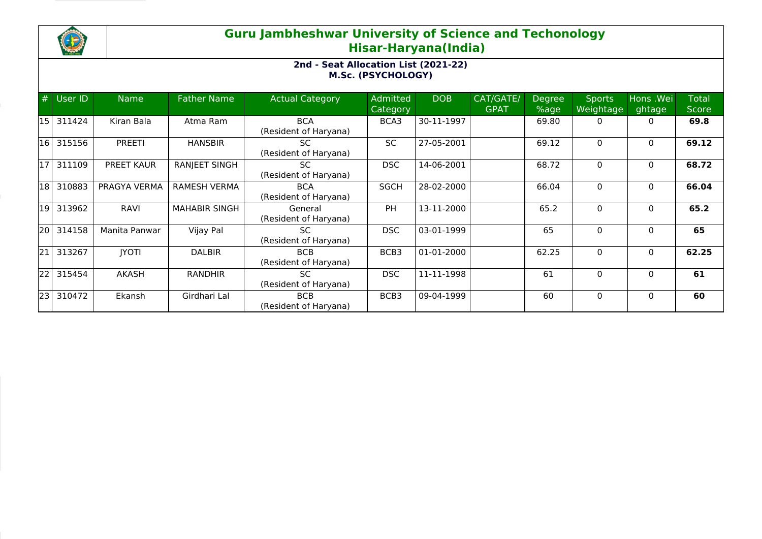# Guru Jambheshwar University of Science and Techonology
## Hisar-Haryana(India)

### 2nd - Seat Allocation List (2021-22)
### M.Sc. (PSYCHOLOGY)

| # | User ID | Name | Father Name | Actual Category | Admitted Category | DOB | CAT/GATE/ GPAT | Degree %age | Sports Weightage | Hons .Weightage | Total Score |
|---|---|---|---|---|---|---|---|---|---|---|---|
| 15 | 311424 | Kiran Bala | Atma Ram | BCA (Resident of Haryana) | BCA3 | 30-11-1997 | | 69.80 | 0 | 0 | **69.8** |
| 16 | 315156 | PREETI | HANSBIR | SC (Resident of Haryana) | SC | 27-05-2001 | | 69.12 | 0 | 0 | **69.12** |
| 17 | 311109 | PREET KAUR | RANJEET SINGH | SC (Resident of Haryana) | DSC | 14-06-2001 | | 68.72 | 0 | 0 | **68.72** |
| 18 | 310883 | PRAGYA VERMA | RAMESH VERMA | BCA (Resident of Haryana) | SGCH | 28-02-2000 | | 66.04 | 0 | 0 | **66.04** |
| 19 | 313962 | RAVI | MAHABIR SINGH | General (Resident of Haryana) | PH | 13-11-2000 | | 65.2 | 0 | 0 | **65.2** |
| 20 | 314158 | Manita Panwar | Vijay Pal | SC (Resident of Haryana) | DSC | 03-01-1999 | | 65 | 0 | 0 | **65** |
| 21 | 313267 | JYOTI | DALBIR | BCB (Resident of Haryana) | BCB3 | 01-01-2000 | | 62.25 | 0 | 0 | **62.25** |
| 22 | 315454 | AKASH | RANDHIR | SC (Resident of Haryana) | DSC | 11-11-1998 | | 61 | 0 | 0 | **61** |
| 23 | 310472 | Ekansh | Girdhari Lal | BCB (Resident of Haryana) | BCB3 | 09-04-1999 | | 60 | 0 | 0 | **60** |